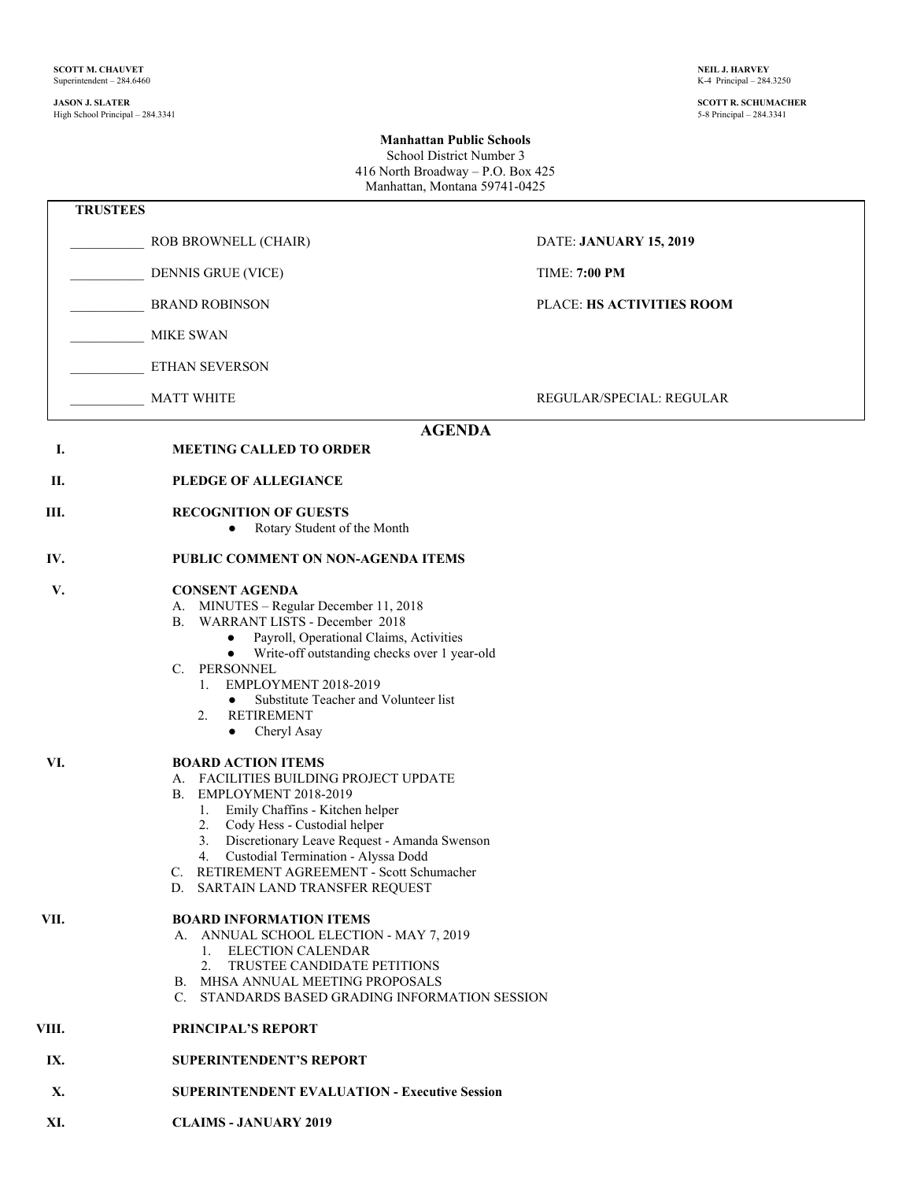**SCOTT M. CHAUVET**
Superintendent – 284.6460

**NEIL J. HARVEY**
K-4 Principal – 284.3250

**JASON J. SLATER**
High School Principal – 284.3341

**SCOTT R. SCHUMACHER**
5-8 Principal – 284.3341

**Manhattan Public Schools**
School District Number 3
416 North Broadway – P.O. Box 425
Manhattan, Montana 59741-0425

| TRUSTEES | |
|---|---|
| ___________ ROB BROWNELL (CHAIR) | DATE: **JANUARY 15, 2019** |
| ___________ DENNIS GRUE (VICE) | TIME: **7:00 PM** |
| ___________ BRAND ROBINSON | PLACE: **HS ACTIVITIES ROOM** |
| ___________ MIKE SWAN | |
| ___________ ETHAN SEVERSON | |
| ___________ MATT WHITE | REGULAR/SPECIAL: REGULAR |

# AGENDA

**I. MEETING CALLED TO ORDER**

**II. PLEDGE OF ALLEGIANCE**

**III. RECOGNITION OF GUESTS**
- Rotary Student of the Month

**IV. PUBLIC COMMENT ON NON-AGENDA ITEMS**

**V. CONSENT AGENDA**

A. MINUTES – Regular December 11, 2018

B. WARRANT LISTS - December 2018
- Payroll, Operational Claims, Activities
- Write-off outstanding checks over 1 year-old

C. PERSONNEL
1. EMPLOYMENT 2018-2019
   - Substitute Teacher and Volunteer list
2. RETIREMENT
   - Cheryl Asay

**VI. BOARD ACTION ITEMS**

A. FACILITIES BUILDING PROJECT UPDATE

B. EMPLOYMENT 2018-2019
1. Emily Chaffins - Kitchen helper
2. Cody Hess - Custodial helper
3. Discretionary Leave Request - Amanda Swenson
4. Custodial Termination - Alyssa Dodd

C. RETIREMENT AGREEMENT - Scott Schumacher

D. SARTAIN LAND TRANSFER REQUEST

**VII. BOARD INFORMATION ITEMS**

A. ANNUAL SCHOOL ELECTION - MAY 7, 2019
1. ELECTION CALENDAR
2. TRUSTEE CANDIDATE PETITIONS

B. MHSA ANNUAL MEETING PROPOSALS

C. STANDARDS BASED GRADING INFORMATION SESSION

**VIII. PRINCIPAL'S REPORT**

**IX. SUPERINTENDENT'S REPORT**

**X. SUPERINTENDENT EVALUATION - Executive Session**

**XI. CLAIMS - JANUARY 2019**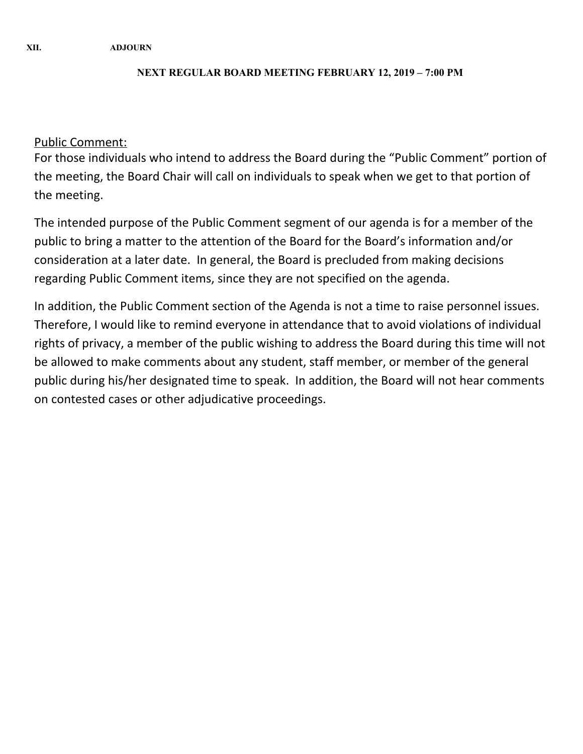**XII. ADJOURN**

**NEXT REGULAR BOARD MEETING FEBRUARY 12, 2019 – 7:00 PM**

Public Comment:

For those individuals who intend to address the Board during the "Public Comment" portion of the meeting, the Board Chair will call on individuals to speak when we get to that portion of the meeting.

The intended purpose of the Public Comment segment of our agenda is for a member of the public to bring a matter to the attention of the Board for the Board's information and/or consideration at a later date. In general, the Board is precluded from making decisions regarding Public Comment items, since they are not specified on the agenda.

In addition, the Public Comment section of the Agenda is not a time to raise personnel issues. Therefore, I would like to remind everyone in attendance that to avoid violations of individual rights of privacy, a member of the public wishing to address the Board during this time will not be allowed to make comments about any student, staff member, or member of the general public during his/her designated time to speak. In addition, the Board will not hear comments on contested cases or other adjudicative proceedings.